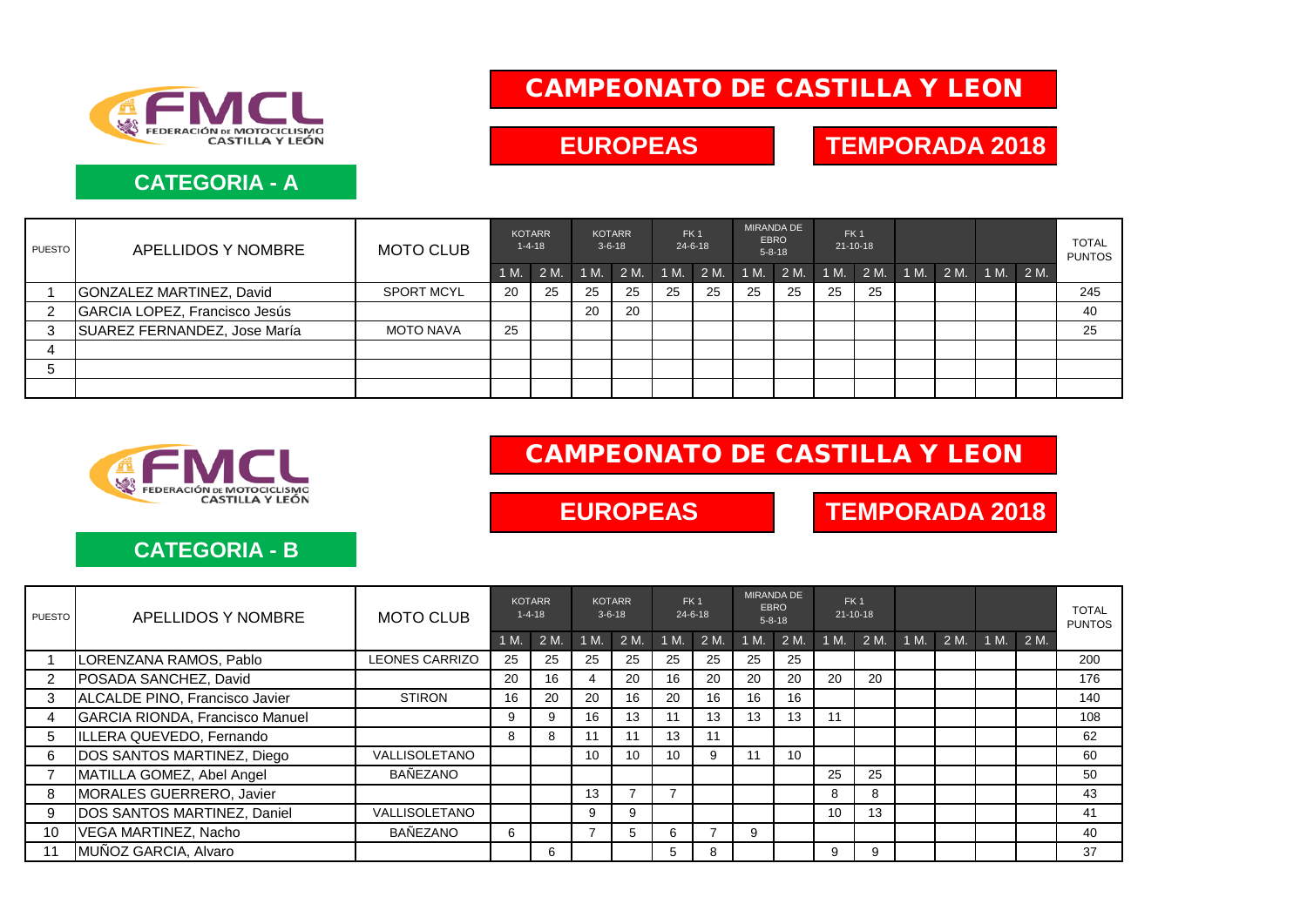# CAMPEONATO DE CASTILLA Y LEON

## EUROPEAS

## TEMPORADA 2018

### CATEGORIA - A

| PUESTO | APELLIDOS Y NOMBRE | MOTO CLUB | KOTARR 1-4-18 | | KOTARR 3-6-18 | | FK 1 24-6-18 | | MIRANDA DE EBRO 5-8-18 | | FK 1 21-10-18 | | | | | | TOTAL PUNTOS |
|---|---|---|---|---|---|---|---|---|---|---|---|---|---|---|---|---|---|
| | | | 1 M. | 2 M. | 1 M. | 2 M. | 1 M. | 2 M. | 1 M. | 2 M. | 1 M. | 2 M. | 1 M. | 2 M. | 1 M. | 2 M. | |
| 1 | GONZALEZ MARTINEZ, David | SPORT MCYL | 20 | 25 | 25 | 25 | 25 | 25 | 25 | 25 | 25 | 25 | | | | | 245 |
| 2 | GARCIA LOPEZ, Francisco Jesús | | | | 20 | 20 | | | | | | | | | | | 40 |
| 3 | SUAREZ FERNANDEZ, Jose María | MOTO NAVA | 25 | | | | | | | | | | | | | | 25 |
| 4 | | | | | | | | | | | | | | | | | |
| 5 | | | | | | | | | | | | | | | | | |
| | | | | | | | | | | | | | | | | | |

# CAMPEONATO DE CASTILLA Y LEON

## EUROPEAS

## TEMPORADA 2018

### CATEGORIA - B

| PUESTO | APELLIDOS Y NOMBRE | MOTO CLUB | KOTARR 1-4-18 | | KOTARR 3-6-18 | | FK 1 24-6-18 | | MIRANDA DE EBRO 5-8-18 | | FK 1 21-10-18 | | | | | | TOTAL PUNTOS |
|---|---|---|---|---|---|---|---|---|---|---|---|---|---|---|---|---|---|
| | | | 1 M. | 2 M. | 1 M. | 2 M. | 1 M. | 2 M. | 1 M. | 2 M. | 1 M. | 2 M. | 1 M. | 2 M. | 1 M. | 2 M. | |
| 1 | LORENZANA RAMOS, Pablo | LEONES CARRIZO | 25 | 25 | 25 | 25 | 25 | 25 | 25 | 25 | | | | | | | 200 |
| 2 | POSADA SANCHEZ, David | | 20 | 16 | 4 | 20 | 16 | 20 | 20 | 20 | 20 | 20 | | | | | 176 |
| 3 | ALCALDE PINO, Francisco Javier | STIRON | 16 | 20 | 20 | 16 | 20 | 16 | 16 | 16 | | | | | | | 140 |
| 4 | GARCIA RIONDA, Francisco Manuel | | 9 | 9 | 16 | 13 | 11 | 13 | 13 | 13 | 11 | | | | | | 108 |
| 5 | ILLERA QUEVEDO, Fernando | | 8 | 8 | 11 | 11 | 13 | 11 | | | | | | | | | 62 |
| 6 | DOS SANTOS MARTINEZ, Diego | VALLISOLETANO | | | 10 | 10 | 10 | 9 | 11 | 10 | | | | | | | 60 |
| 7 | MATILLA GOMEZ, Abel Angel | BAÑEZANO | | | | | | | | | 25 | 25 | | | | | 50 |
| 8 | MORALES GUERRERO, Javier | | | | 13 | 7 | 7 | | | | 8 | 8 | | | | | 43 |
| 9 | DOS SANTOS MARTINEZ, Daniel | VALLISOLETANO | | | 9 | 9 | | | | | 10 | 13 | | | | | 41 |
| 10 | VEGA MARTINEZ, Nacho | BAÑEZANO | 6 | | 7 | 5 | 6 | 7 | 9 | | | | | | | | 40 |
| 11 | MUÑOZ GARCIA, Alvaro | | | 6 | | | 5 | 8 | | | 9 | 9 | | | | | 37 |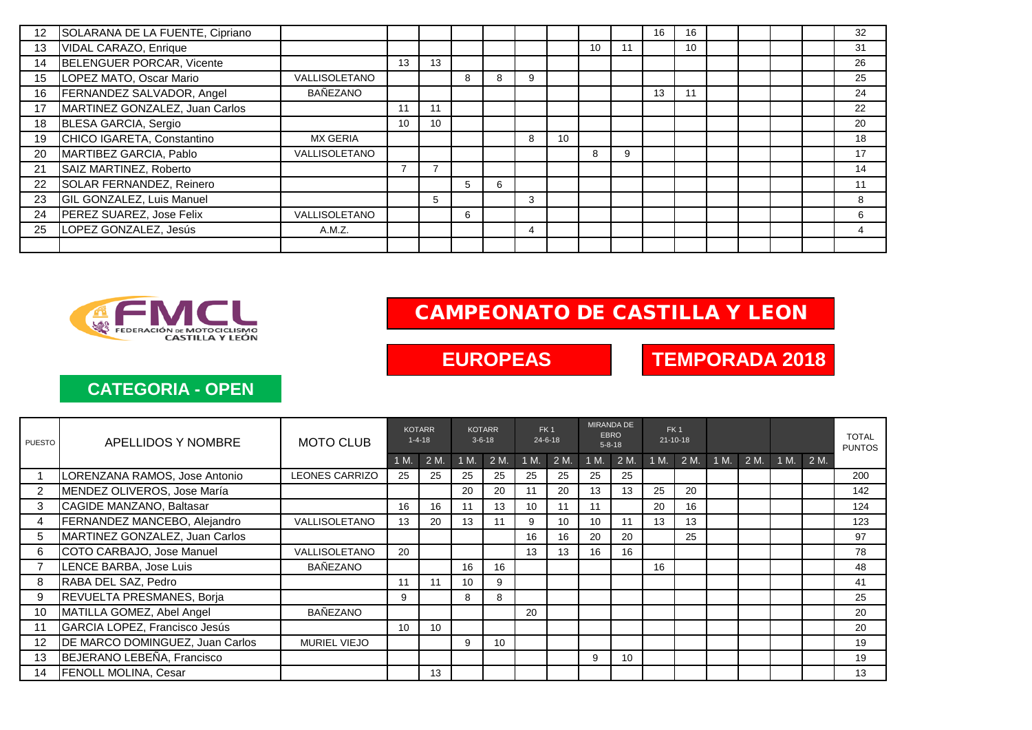| 12 | SOLARANA DE LA FUENTE, Cipriano | | | | | | | | | | 16 | 16 | | | | | 32 |
|---|---|---|---|---|---|---|---|---|---|---|---|---|---|---|---|---|---|
| 13 | VIDAL CARAZO, Enrique | | | | | | | | 10 | 11 | | 10 | | | | | 31 |
| 14 | BELENGUER PORCAR, Vicente | | 13 | 13 | | | | | | | | | | | | | 26 |
| 15 | LOPEZ MATO, Oscar Mario | VALLISOLETANO | | | 8 | 8 | 9 | | | | | | | | | | 25 |
| 16 | FERNANDEZ SALVADOR, Angel | BAÑEZANO | | | | | | | | | 13 | 11 | | | | | 24 |
| 17 | MARTINEZ GONZALEZ, Juan Carlos | | 11 | 11 | | | | | | | | | | | | | 22 |
| 18 | BLESA GARCIA, Sergio | | 10 | 10 | | | | | | | | | | | | | 20 |
| 19 | CHICO IGARETA, Constantino | MX GERIA | | | | | 8 | 10 | | | | | | | | | 18 |
| 20 | MARTIBEZ GARCIA, Pablo | VALLISOLETANO | | | | | | | 8 | 9 | | | | | | | 17 |
| 21 | SAIZ MARTINEZ, Roberto | | 7 | 7 | | | | | | | | | | | | | 14 |
| 22 | SOLAR FERNANDEZ, Reinero | | | | 5 | 6 | | | | | | | | | | | 11 |
| 23 | GIL GONZALEZ, Luis Manuel | | | 5 | | | 3 | | | | | | | | | | 8 |
| 24 | PEREZ SUAREZ, Jose Felix | VALLISOLETANO | | | 6 | | | | | | | | | | | | 6 |
| 25 | LOPEZ GONZALEZ, Jesús | A.M.Z. | | | | | 4 | | | | | | | | | | 4 |
| | | | | | | | | | | | | | | | | | |

FEDERACIÓN DE MOTOCICLISMO CASTILLA Y LEÓN

# CAMPEONATO DE CASTILLA Y LEON

## EUROPEAS

## TEMPORADA 2018

## CATEGORIA - OPEN

| PUESTO | APELLIDOS Y NOMBRE | MOTO CLUB | KOTARR 1-4-18 | | KOTARR 3-6-18 | | FK 1 24-6-18 | | MIRANDA DE EBRO 5-8-18 | | FK 1 21-10-18 | | | | | | TOTAL PUNTOS |
|---|---|---|---|---|---|---|---|---|---|---|---|---|---|---|---|---|---|
| | | | 1 M. | 2 M. | 1 M. | 2 M. | 1 M. | 2 M. | 1 M. | 2 M. | 1 M. | 2 M. | 1 M. | 2 M. | 1 M. | 2 M. | |
| 1 | LORENZANA RAMOS, Jose Antonio | LEONES CARRIZO | 25 | 25 | 25 | 25 | 25 | 25 | 25 | 25 | | | | | | | 200 |
| 2 | MENDEZ OLIVEROS, Jose María | | | | 20 | 20 | 11 | 20 | 13 | 13 | 25 | 20 | | | | | 142 |
| 3 | CAGIDE MANZANO, Baltasar | | 16 | 16 | 11 | 13 | 10 | 11 | 11 | | 20 | 16 | | | | | 124 |
| 4 | FERNANDEZ MANCEBO, Alejandro | VALLISOLETANO | 13 | 20 | 13 | 11 | 9 | 10 | 10 | 11 | 13 | 13 | | | | | 123 |
| 5 | MARTINEZ GONZALEZ, Juan Carlos | | | | | | 16 | 16 | 20 | 20 | | 25 | | | | | 97 |
| 6 | COTO CARBAJO, Jose Manuel | VALLISOLETANO | 20 | | | | 13 | 13 | 16 | 16 | | | | | | | 78 |
| 7 | LENCE BARBA, Jose Luis | BAÑEZANO | | | 16 | 16 | | | | | 16 | | | | | | 48 |
| 8 | RABA DEL SAZ, Pedro | | 11 | 11 | 10 | 9 | | | | | | | | | | | 41 |
| 9 | REVUELTA PRESMANES, Borja | | 9 | | 8 | 8 | | | | | | | | | | | 25 |
| 10 | MATILLA GOMEZ, Abel Angel | BAÑEZANO | | | | | 20 | | | | | | | | | | 20 |
| 11 | GARCIA LOPEZ, Francisco Jesús | | 10 | 10 | | | | | | | | | | | | | 20 |
| 12 | DE MARCO DOMINGUEZ, Juan Carlos | MURIEL VIEJO | | | 9 | 10 | | | | | | | | | | | 19 |
| 13 | BEJERANO LEBEÑA, Francisco | | | | | | | | 9 | 10 | | | | | | | 19 |
| 14 | FENOLL MOLINA, Cesar | | | 13 | | | | | | | | | | | | | 13 |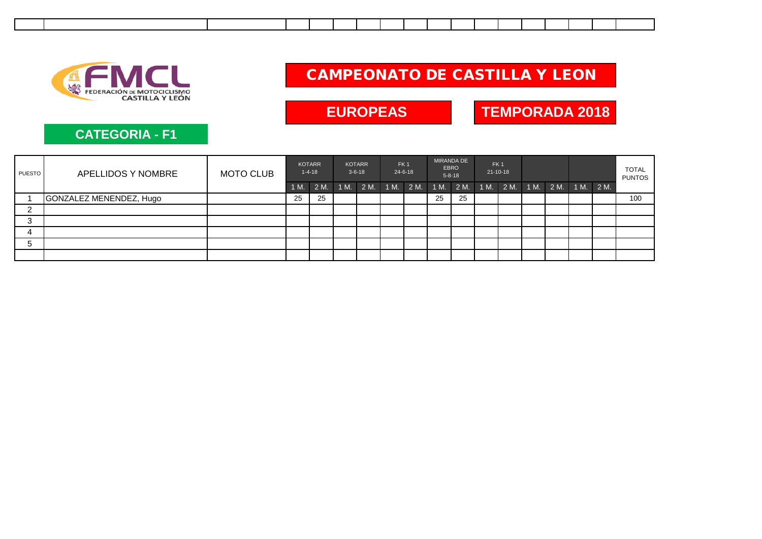FEDERACIÓN DE MOTOCICLISMO CASTILLA Y LEÓN

# CAMPEONATO DE CASTILLA Y LEON

## EUROPEAS

## TEMPORADA 2018

## CATEGORIA - F1

| PUESTO | APELLIDOS Y NOMBRE | MOTO CLUB | KOTARR 1-4-18 | | KOTARR 3-6-18 | | FK 1 24-6-18 | | MIRANDA DE EBRO 5-8-18 | | FK 1 21-10-18 | | | | | | TOTAL PUNTOS |
|---|---|---|---|---|---|---|---|---|---|---|---|---|---|---|---|---|---|
| | | | 1 M. | 2 M. | 1 M. | 2 M. | 1 M. | 2 M. | 1 M. | 2 M. | 1 M. | 2 M. | 1 M. | 2 M. | 1 M. | 2 M. | |
| 1 | GONZALEZ MENENDEZ, Hugo | | 25 | 25 | | | | | 25 | 25 | | | | | | | 100 |
| 2 | | | | | | | | | | | | | | | | | |
| 3 | | | | | | | | | | | | | | | | | |
| 4 | | | | | | | | | | | | | | | | | |
| 5 | | | | | | | | | | | | | | | | | |
| | | | | | | | | | | | | | | | | | |